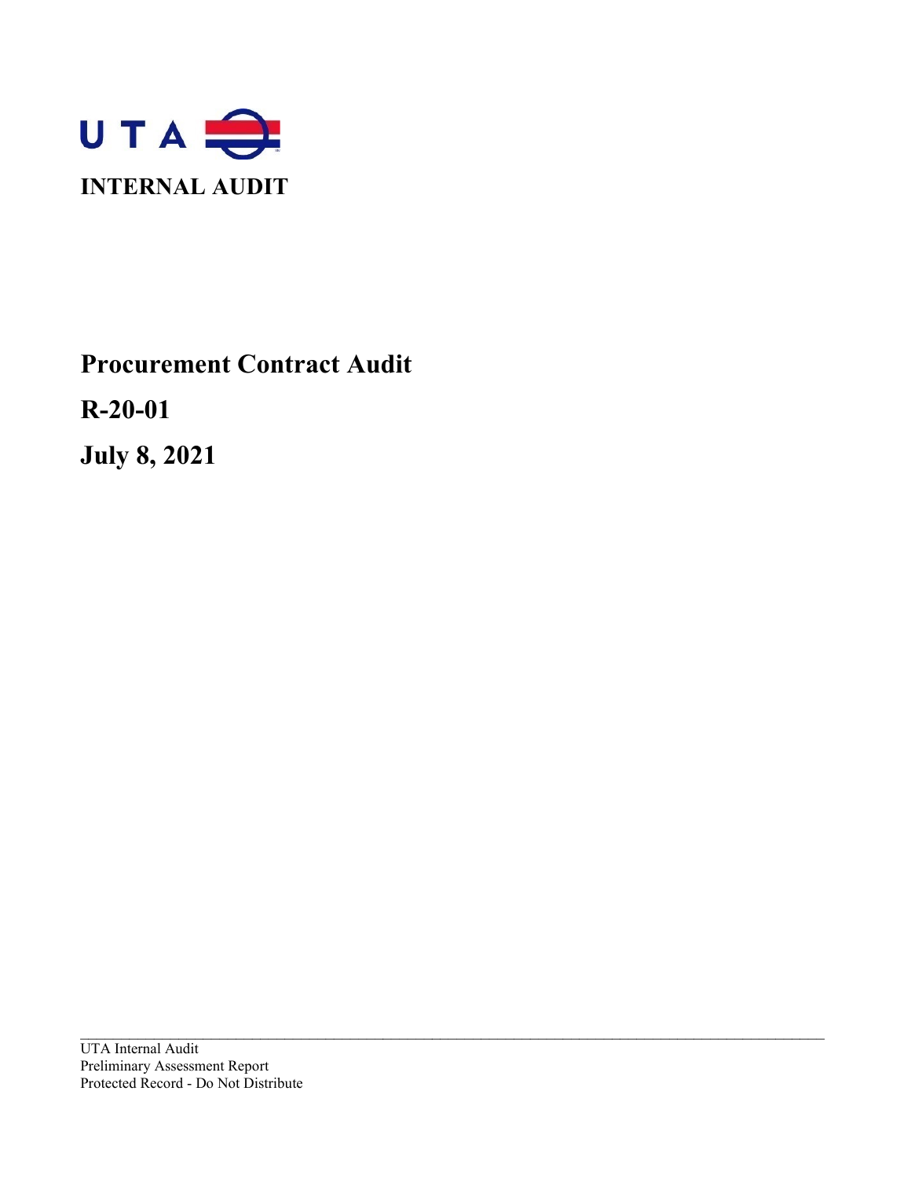UTA

**INTERNAL AUDIT**

# Procurement Contract Audit

## R-20-01

## July 8, 2021

UTA Internal Audit
Preliminary Assessment Report
Protected Record - Do Not Distribute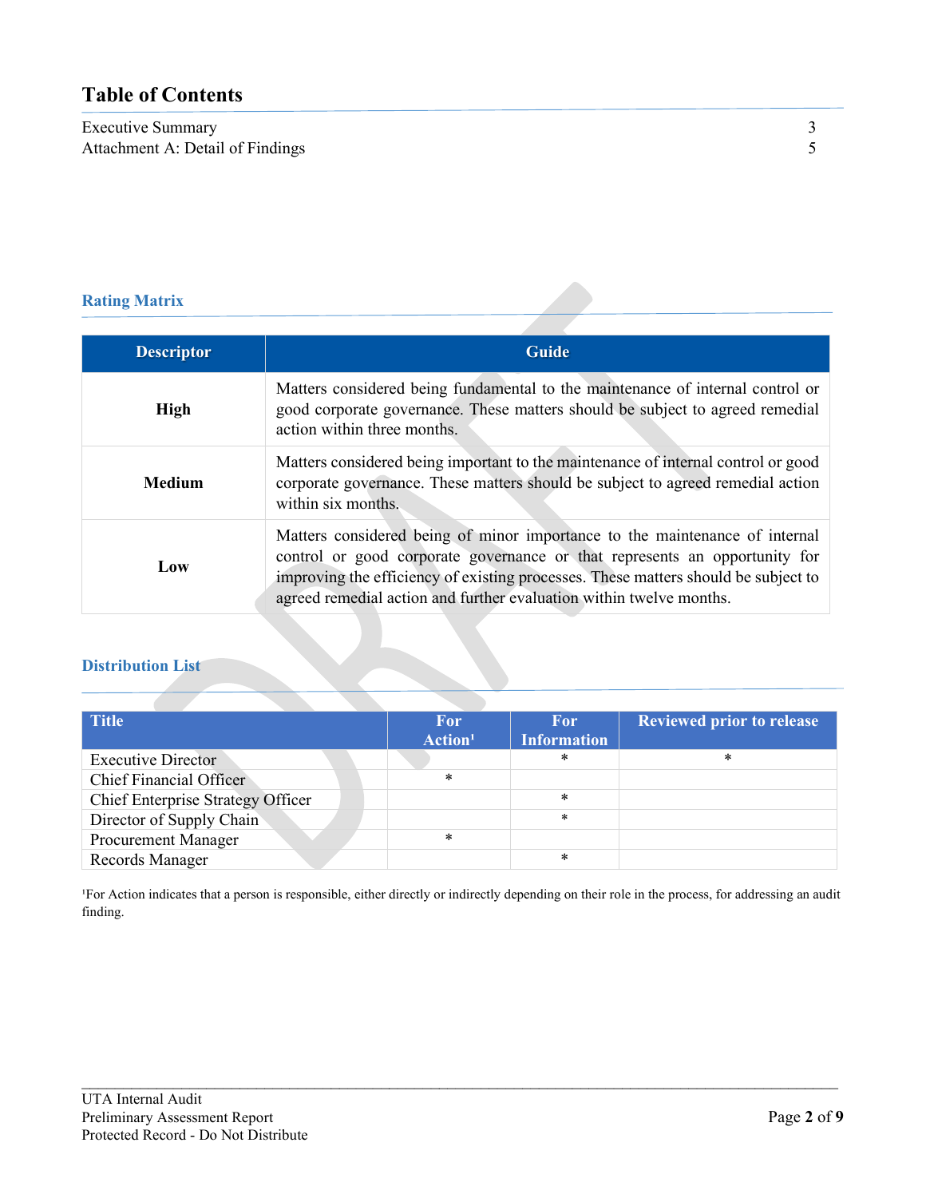## Table of Contents

| | |
|---|---|
| Executive Summary | 3 |
| Attachment A: Detail of Findings | 5 |

### Rating Matrix

| Descriptor | Guide |
|---|---|
| **High** | Matters considered being fundamental to the maintenance of internal control or good corporate governance. These matters should be subject to agreed remedial action within three months. |
| **Medium** | Matters considered being important to the maintenance of internal control or good corporate governance. These matters should be subject to agreed remedial action within six months. |
| **Low** | Matters considered being of minor importance to the maintenance of internal control or good corporate governance or that represents an opportunity for improving the efficiency of existing processes. These matters should be subject to agreed remedial action and further evaluation within twelve months. |

### Distribution List

| Title | For Action[1] | For Information | Reviewed prior to release |
|---|---|---|---|
| Executive Director | | * | * |
| Chief Financial Officer | * | | |
| Chief Enterprise Strategy Officer | | * | |
| Director of Supply Chain | | * | |
| Procurement Manager | * | | |
| Records Manager | | * | |

[1]For Action indicates that a person is responsible, either directly or indirectly depending on their role in the process, for addressing an audit finding.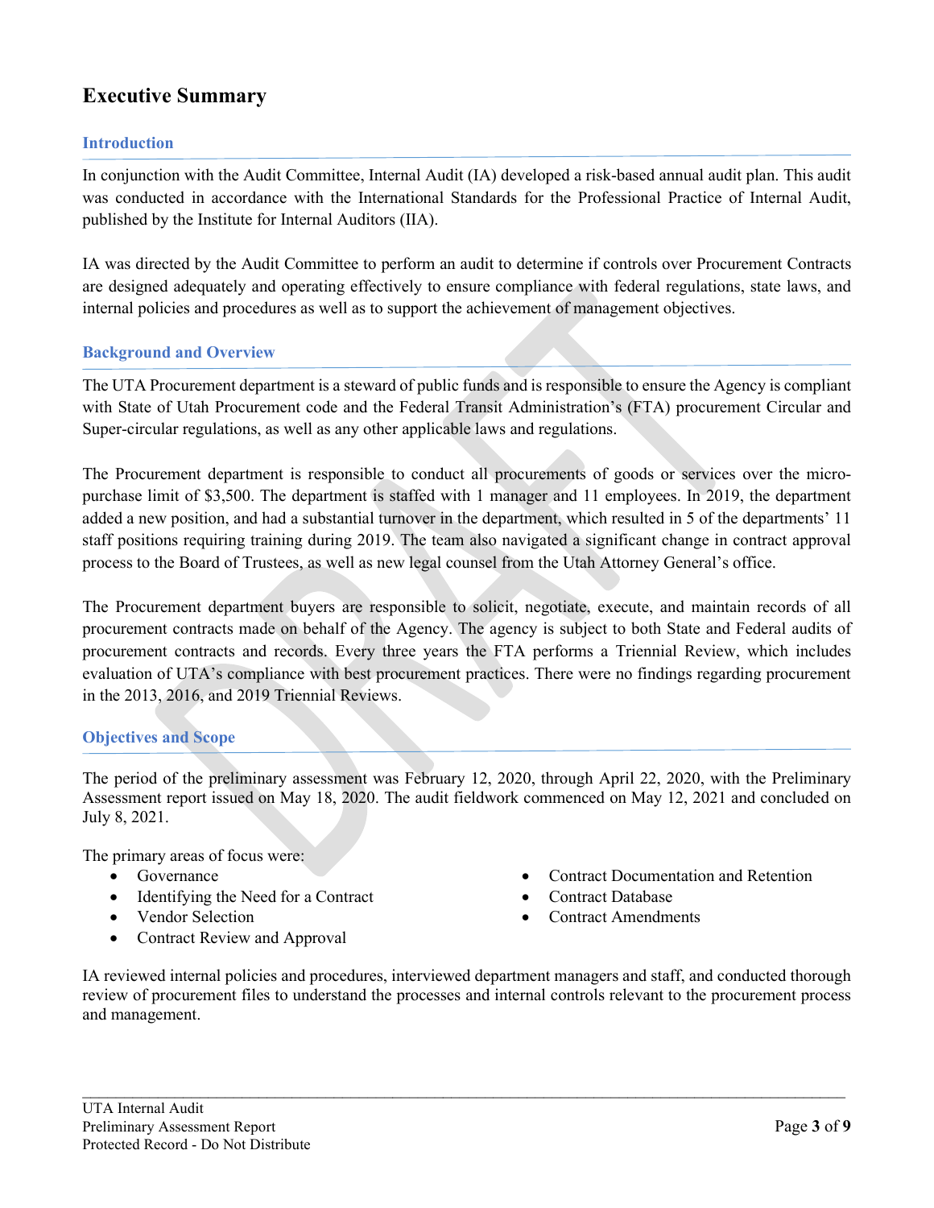# Executive Summary

## Introduction

In conjunction with the Audit Committee, Internal Audit (IA) developed a risk-based annual audit plan. This audit was conducted in accordance with the International Standards for the Professional Practice of Internal Audit, published by the Institute for Internal Auditors (IIA).

IA was directed by the Audit Committee to perform an audit to determine if controls over Procurement Contracts are designed adequately and operating effectively to ensure compliance with federal regulations, state laws, and internal policies and procedures as well as to support the achievement of management objectives.

## Background and Overview

The UTA Procurement department is a steward of public funds and is responsible to ensure the Agency is compliant with State of Utah Procurement code and the Federal Transit Administration's (FTA) procurement Circular and Super-circular regulations, as well as any other applicable laws and regulations.

The Procurement department is responsible to conduct all procurements of goods or services over the micro-purchase limit of $3,500. The department is staffed with 1 manager and 11 employees. In 2019, the department added a new position, and had a substantial turnover in the department, which resulted in 5 of the departments' 11 staff positions requiring training during 2019. The team also navigated a significant change in contract approval process to the Board of Trustees, as well as new legal counsel from the Utah Attorney General's office.

The Procurement department buyers are responsible to solicit, negotiate, execute, and maintain records of all procurement contracts made on behalf of the Agency. The agency is subject to both State and Federal audits of procurement contracts and records. Every three years the FTA performs a Triennial Review, which includes evaluation of UTA's compliance with best procurement practices. There were no findings regarding procurement in the 2013, 2016, and 2019 Triennial Reviews.

## Objectives and Scope

The period of the preliminary assessment was February 12, 2020, through April 22, 2020, with the Preliminary Assessment report issued on May 18, 2020. The audit fieldwork commenced on May 12, 2021 and concluded on July 8, 2021.

The primary areas of focus were:

- Governance
- Identifying the Need for a Contract
- Vendor Selection
- Contract Review and Approval
- Contract Documentation and Retention
- Contract Database
- Contract Amendments

IA reviewed internal policies and procedures, interviewed department managers and staff, and conducted thorough review of procurement files to understand the processes and internal controls relevant to the procurement process and management.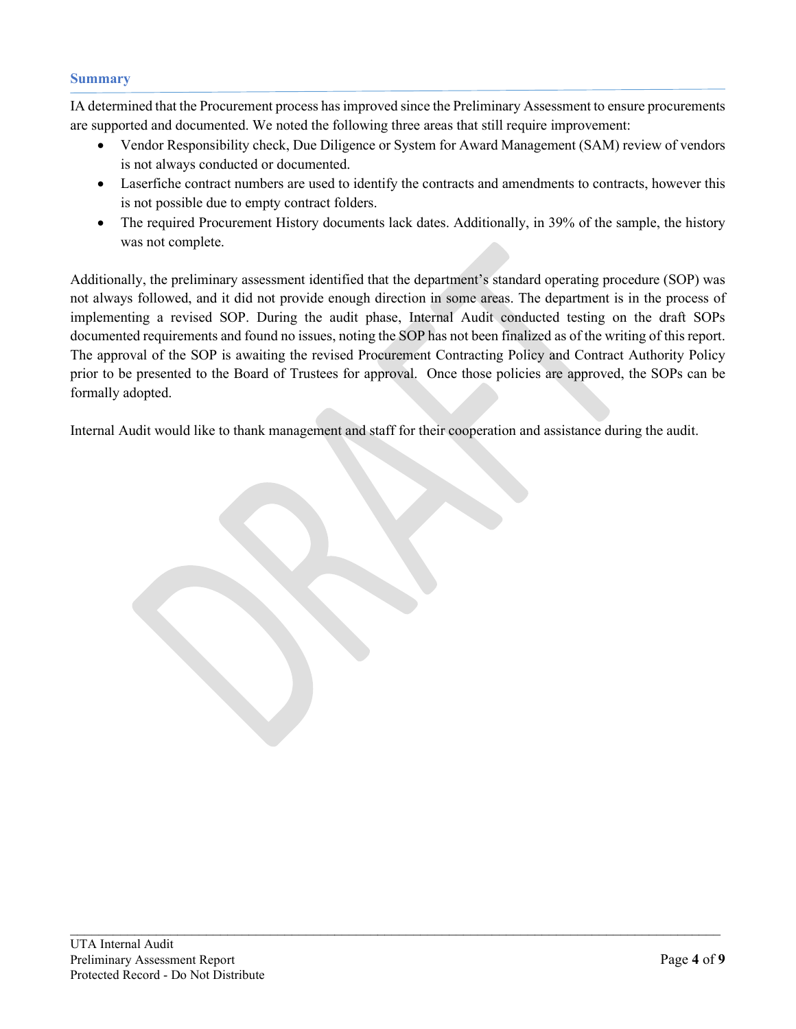## Summary

IA determined that the Procurement process has improved since the Preliminary Assessment to ensure procurements are supported and documented. We noted the following three areas that still require improvement:

- Vendor Responsibility check, Due Diligence or System for Award Management (SAM) review of vendors is not always conducted or documented.
- Laserfiche contract numbers are used to identify the contracts and amendments to contracts, however this is not possible due to empty contract folders.
- The required Procurement History documents lack dates. Additionally, in 39% of the sample, the history was not complete.

Additionally, the preliminary assessment identified that the department's standard operating procedure (SOP) was not always followed, and it did not provide enough direction in some areas. The department is in the process of implementing a revised SOP. During the audit phase, Internal Audit conducted testing on the draft SOPs documented requirements and found no issues, noting the SOP has not been finalized as of the writing of this report. The approval of the SOP is awaiting the revised Procurement Contracting Policy and Contract Authority Policy prior to be presented to the Board of Trustees for approval. Once those policies are approved, the SOPs can be formally adopted.

Internal Audit would like to thank management and staff for their cooperation and assistance during the audit.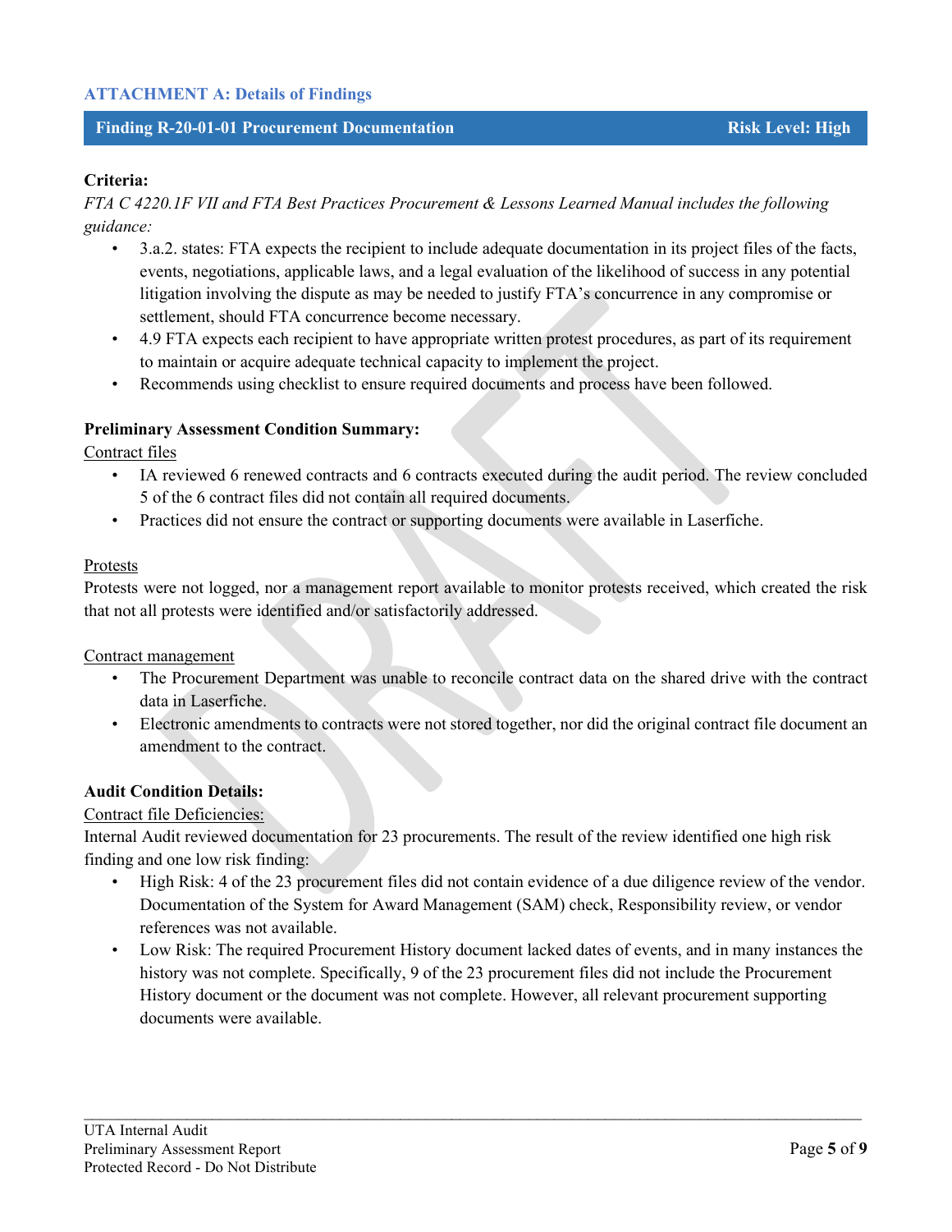## ATTACHMENT A: Details of Findings

### Finding R-20-01-01 Procurement Documentation — Risk Level: High

**Criteria:**

*FTA C 4220.1F VII and FTA Best Practices Procurement & Lessons Learned Manual includes the following guidance:*

- 3.a.2. states: FTA expects the recipient to include adequate documentation in its project files of the facts, events, negotiations, applicable laws, and a legal evaluation of the likelihood of success in any potential litigation involving the dispute as may be needed to justify FTA's concurrence in any compromise or settlement, should FTA concurrence become necessary.
- 4.9 FTA expects each recipient to have appropriate written protest procedures, as part of its requirement to maintain or acquire adequate technical capacity to implement the project.
- Recommends using checklist to ensure required documents and process have been followed.

**Preliminary Assessment Condition Summary:**

<u>Contract files</u>

- IA reviewed 6 renewed contracts and 6 contracts executed during the audit period. The review concluded 5 of the 6 contract files did not contain all required documents.
- Practices did not ensure the contract or supporting documents were available in Laserfiche.

<u>Protests</u>

Protests were not logged, nor a management report available to monitor protests received, which created the risk that not all protests were identified and/or satisfactorily addressed.

<u>Contract management</u>

- The Procurement Department was unable to reconcile contract data on the shared drive with the contract data in Laserfiche.
- Electronic amendments to contracts were not stored together, nor did the original contract file document an amendment to the contract.

**Audit Condition Details:**

<u>Contract file Deficiencies:</u>

Internal Audit reviewed documentation for 23 procurements. The result of the review identified one high risk finding and one low risk finding:

- High Risk: 4 of the 23 procurement files did not contain evidence of a due diligence review of the vendor. Documentation of the System for Award Management (SAM) check, Responsibility review, or vendor references was not available.
- Low Risk: The required Procurement History document lacked dates of events, and in many instances the history was not complete. Specifically, 9 of the 23 procurement files did not include the Procurement History document or the document was not complete. However, all relevant procurement supporting documents were available.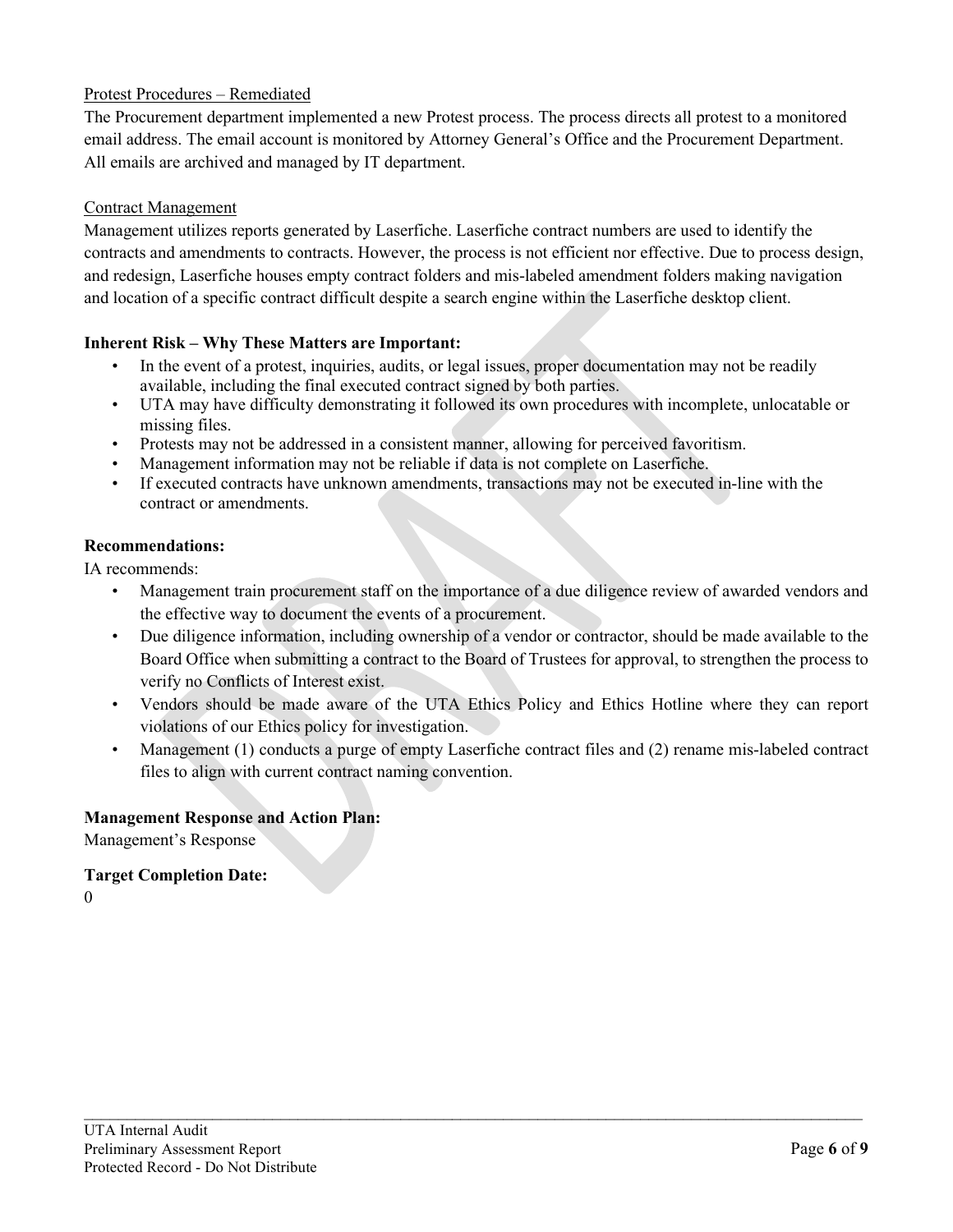Protest Procedures – Remediated

The Procurement department implemented a new Protest process. The process directs all protest to a monitored email address. The email account is monitored by Attorney General's Office and the Procurement Department. All emails are archived and managed by IT department.

Contract Management

Management utilizes reports generated by Laserfiche. Laserfiche contract numbers are used to identify the contracts and amendments to contracts. However, the process is not efficient nor effective. Due to process design, and redesign, Laserfiche houses empty contract folders and mis-labeled amendment folders making navigation and location of a specific contract difficult despite a search engine within the Laserfiche desktop client.

**Inherent Risk – Why These Matters are Important:**

- In the event of a protest, inquiries, audits, or legal issues, proper documentation may not be readily available, including the final executed contract signed by both parties.
- UTA may have difficulty demonstrating it followed its own procedures with incomplete, unlocatable or missing files.
- Protests may not be addressed in a consistent manner, allowing for perceived favoritism.
- Management information may not be reliable if data is not complete on Laserfiche.
- If executed contracts have unknown amendments, transactions may not be executed in-line with the contract or amendments.

**Recommendations:**

IA recommends:

- Management train procurement staff on the importance of a due diligence review of awarded vendors and the effective way to document the events of a procurement.
- Due diligence information, including ownership of a vendor or contractor, should be made available to the Board Office when submitting a contract to the Board of Trustees for approval, to strengthen the process to verify no Conflicts of Interest exist.
- Vendors should be made aware of the UTA Ethics Policy and Ethics Hotline where they can report violations of our Ethics policy for investigation.
- Management (1) conducts a purge of empty Laserfiche contract files and (2) rename mis-labeled contract files to align with current contract naming convention.

**Management Response and Action Plan:**

Management's Response

**Target Completion Date:**

0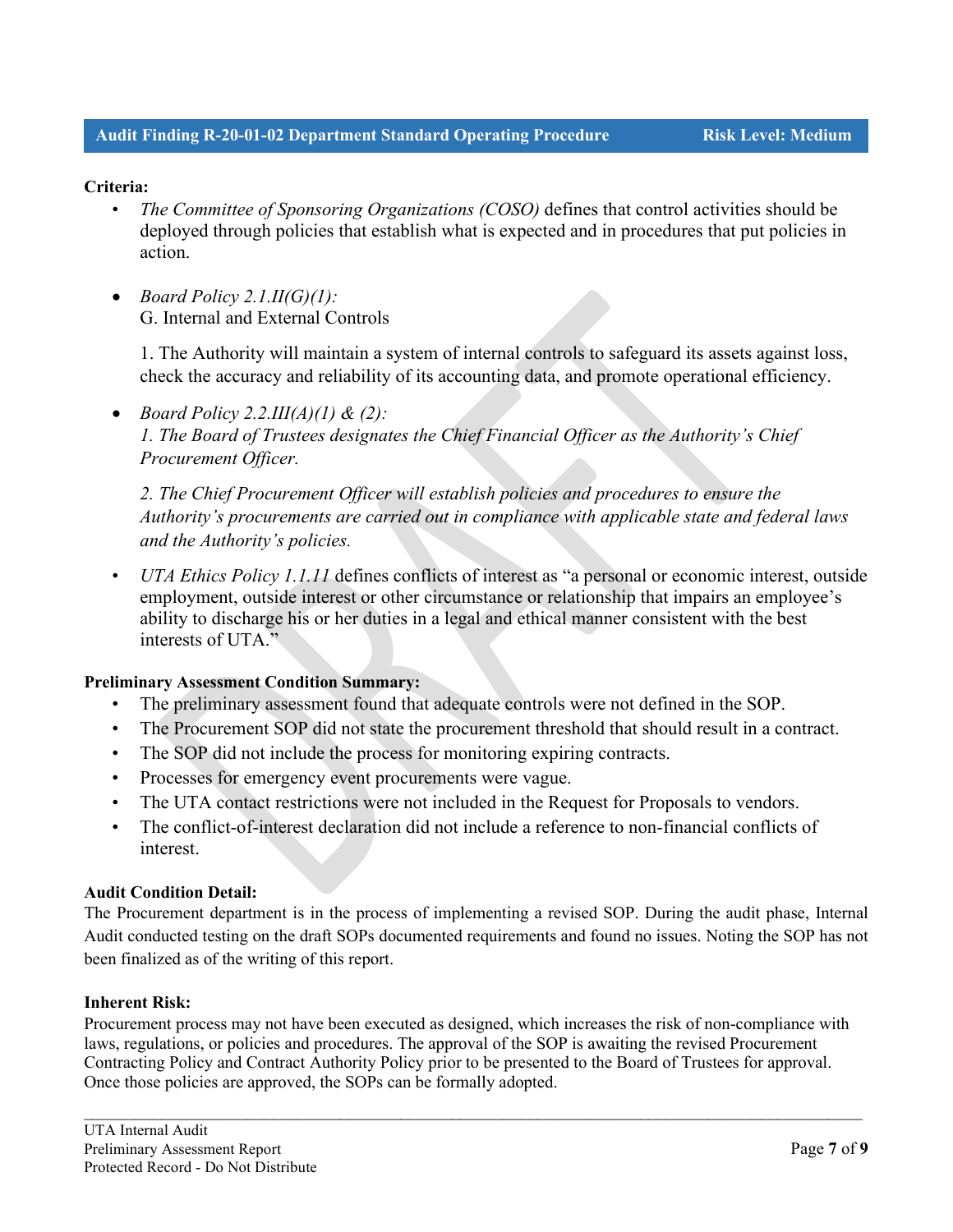## Audit Finding R-20-01-02 Department Standard Operating Procedure — Risk Level: Medium

**Criteria:**

- *The Committee of Sponsoring Organizations (COSO)* defines that control activities should be deployed through policies that establish what is expected and in procedures that put policies in action.

- *Board Policy 2.1.II(G)(1):*
  G. Internal and External Controls

  1. The Authority will maintain a system of internal controls to safeguard its assets against loss, check the accuracy and reliability of its accounting data, and promote operational efficiency.

- *Board Policy 2.2.III(A)(1) & (2):*
  *1. The Board of Trustees designates the Chief Financial Officer as the Authority's Chief Procurement Officer.*

  *2. The Chief Procurement Officer will establish policies and procedures to ensure the Authority's procurements are carried out in compliance with applicable state and federal laws and the Authority's policies.*

- *UTA Ethics Policy 1.1.11* defines conflicts of interest as "a personal or economic interest, outside employment, outside interest or other circumstance or relationship that impairs an employee's ability to discharge his or her duties in a legal and ethical manner consistent with the best interests of UTA."

**Preliminary Assessment Condition Summary:**

- The preliminary assessment found that adequate controls were not defined in the SOP.
- The Procurement SOP did not state the procurement threshold that should result in a contract.
- The SOP did not include the process for monitoring expiring contracts.
- Processes for emergency event procurements were vague.
- The UTA contact restrictions were not included in the Request for Proposals to vendors.
- The conflict-of-interest declaration did not include a reference to non-financial conflicts of interest.

**Audit Condition Detail:**

The Procurement department is in the process of implementing a revised SOP. During the audit phase, Internal Audit conducted testing on the draft SOPs documented requirements and found no issues. Noting the SOP has not been finalized as of the writing of this report.

**Inherent Risk:**

Procurement process may not have been executed as designed, which increases the risk of non-compliance with laws, regulations, or policies and procedures. The approval of the SOP is awaiting the revised Procurement Contracting Policy and Contract Authority Policy prior to be presented to the Board of Trustees for approval. Once those policies are approved, the SOPs can be formally adopted.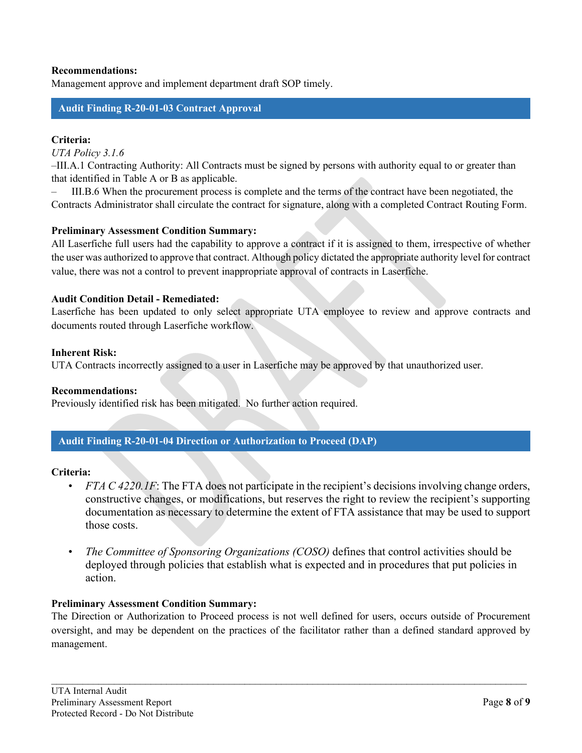**Recommendations:**
Management approve and implement department draft SOP timely.

## Audit Finding R-20-01-03 Contract Approval

**Criteria:**
*UTA Policy 3.1.6*
–III.A.1 Contracting Authority: All Contracts must be signed by persons with authority equal to or greater than that identified in Table A or B as applicable.
– III.B.6 When the procurement process is complete and the terms of the contract have been negotiated, the Contracts Administrator shall circulate the contract for signature, along with a completed Contract Routing Form.

**Preliminary Assessment Condition Summary:**
All Laserfiche full users had the capability to approve a contract if it is assigned to them, irrespective of whether the user was authorized to approve that contract. Although policy dictated the appropriate authority level for contract value, there was not a control to prevent inappropriate approval of contracts in Laserfiche.

**Audit Condition Detail - Remediated:**
Laserfiche has been updated to only select appropriate UTA employee to review and approve contracts and documents routed through Laserfiche workflow.

**Inherent Risk:**
UTA Contracts incorrectly assigned to a user in Laserfiche may be approved by that unauthorized user.

**Recommendations:**
Previously identified risk has been mitigated. No further action required.

## Audit Finding R-20-01-04 Direction or Authorization to Proceed (DAP)

**Criteria:**

- *FTA C 4220.1F*: The FTA does not participate in the recipient's decisions involving change orders, constructive changes, or modifications, but reserves the right to review the recipient's supporting documentation as necessary to determine the extent of FTA assistance that may be used to support those costs.
- *The Committee of Sponsoring Organizations (COSO)* defines that control activities should be deployed through policies that establish what is expected and in procedures that put policies in action.

**Preliminary Assessment Condition Summary:**
The Direction or Authorization to Proceed process is not well defined for users, occurs outside of Procurement oversight, and may be dependent on the practices of the facilitator rather than a defined standard approved by management.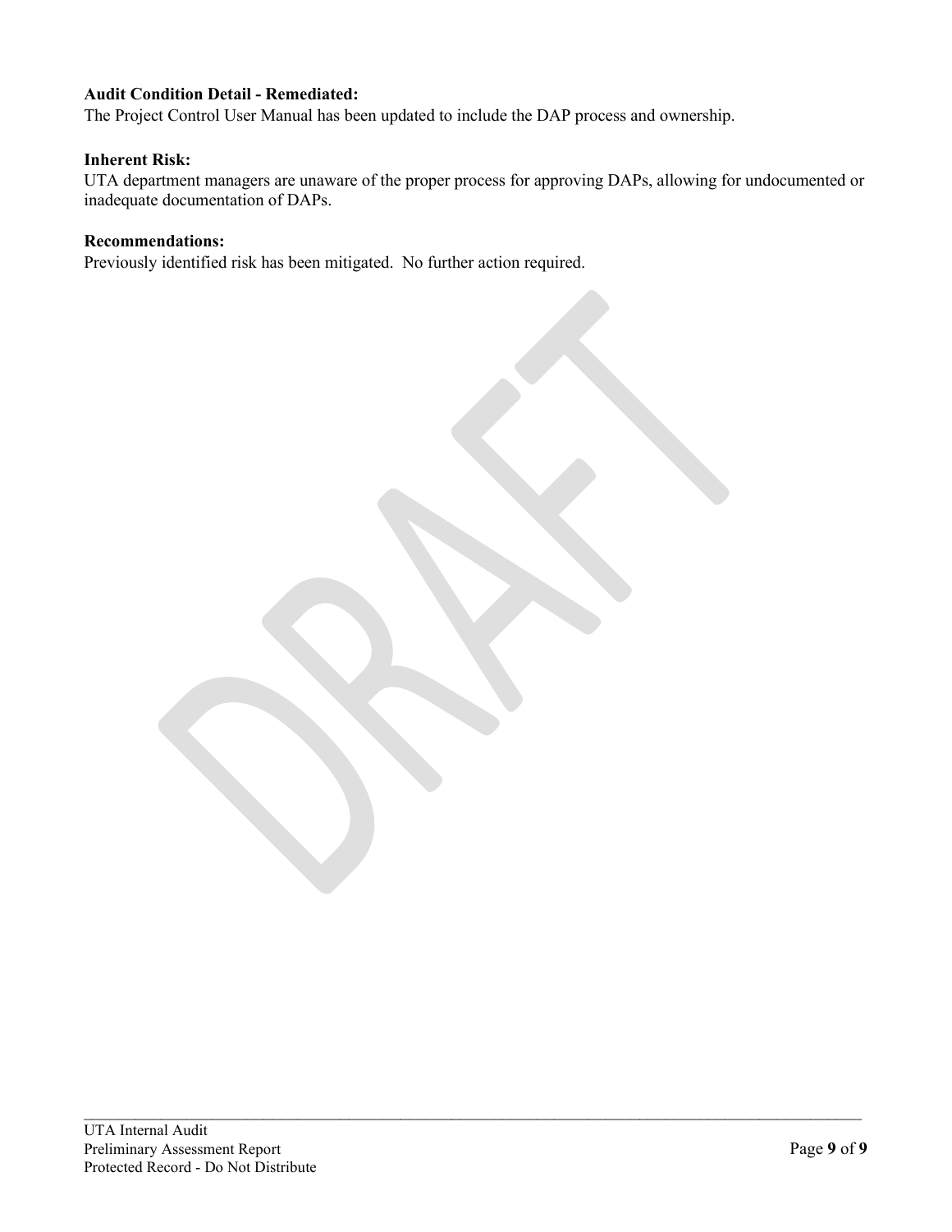**Audit Condition Detail - Remediated:**
The Project Control User Manual has been updated to include the DAP process and ownership.

**Inherent Risk:**
UTA department managers are unaware of the proper process for approving DAPs, allowing for undocumented or inadequate documentation of DAPs.

**Recommendations:**
Previously identified risk has been mitigated. No further action required.